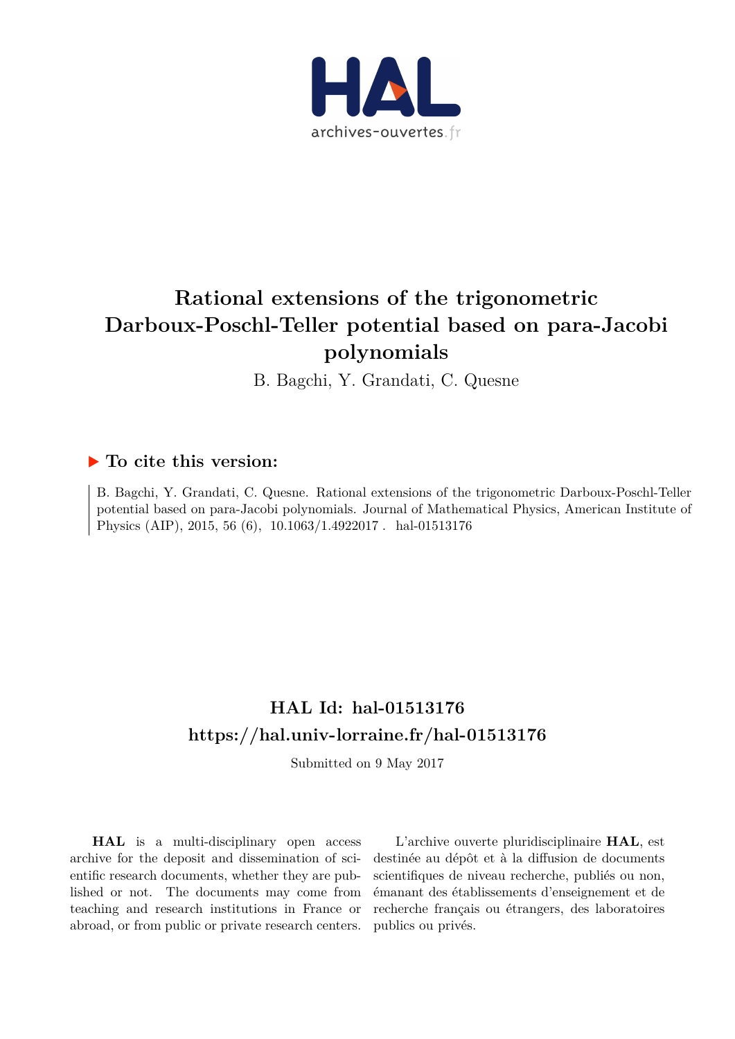# Rational extensions of the trigonometric Darboux-Poschl-Teller potential based on para-Jacobi polynomials

B. Bagchi, Y. Grandati, C. Quesne

## ▶ To cite this version:

B. Bagchi, Y. Grandati, C. Quesne. Rational extensions of the trigonometric Darboux-Poschl-Teller potential based on para-Jacobi polynomials. Journal of Mathematical Physics, American Institute of Physics (AIP), 2015, 56 (6), 10.1063/1.4922017 . hal-01513176

## HAL Id: hal-01513176

## https://hal.univ-lorraine.fr/hal-01513176

Submitted on 9 May 2017

**HAL** is a multi-disciplinary open access archive for the deposit and dissemination of scientific research documents, whether they are published or not. The documents may come from teaching and research institutions in France or abroad, or from public or private research centers.

L'archive ouverte pluridisciplinaire **HAL**, est destinée au dépôt et à la diffusion de documents scientifiques de niveau recherche, publiés ou non, émanant des établissements d'enseignement et de recherche français ou étrangers, des laboratoires publics ou privés.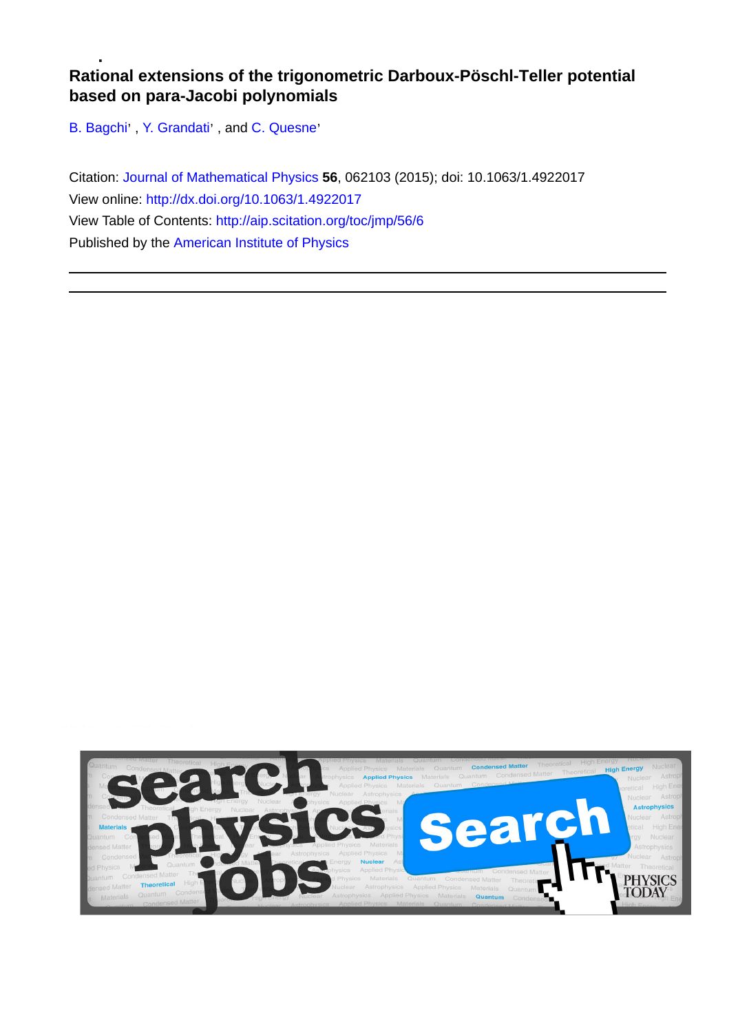# Rational extensions of the trigonometric Darboux-Pöschl-Teller potential based on para-Jacobi polynomials

B. Bagchi, Y. Grandati, and C. Quesne

Citation: Journal of Mathematical Physics **56**, 062103 (2015); doi: 10.1063/1.4922017

View online: http://dx.doi.org/10.1063/1.4922017

View Table of Contents: http://aip.scitation.org/toc/jmp/56/6

Published by the American Institute of Physics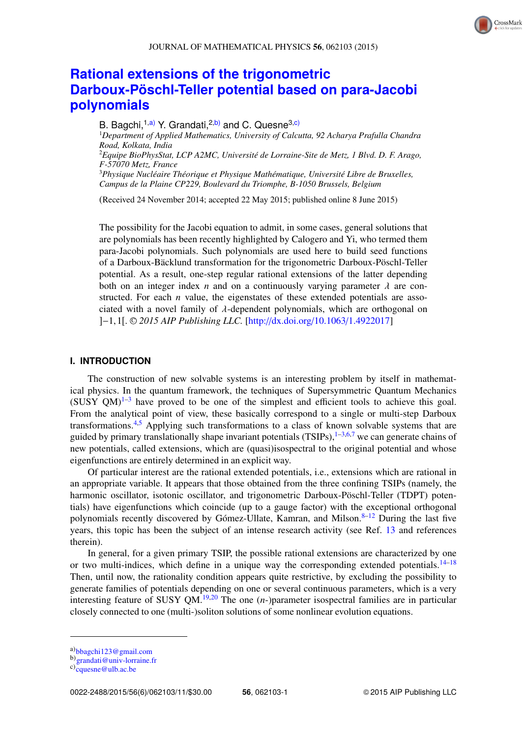# Rational extensions of the trigonometric Darboux-Pöschl-Teller potential based on para-Jacobi polynomials

B. Bagchi,[1,a] Y. Grandati,[2,b] and C. Quesne[3,c]

[1]*Department of Applied Mathematics, University of Calcutta, 92 Acharya Prafulla Chandra Road, Kolkata, India*
[2]*Equipe BioPhysStat, LCP A2MC, Université de Lorraine-Site de Metz, 1 Blvd. D. F. Arago, F-57070 Metz, France*
[3]*Physique Nucléaire Théorique et Physique Mathématique, Université Libre de Bruxelles, Campus de la Plaine CP229, Boulevard du Triomphe, B-1050 Brussels, Belgium*

(Received 24 November 2014; accepted 22 May 2015; published online 8 June 2015)

The possibility for the Jacobi equation to admit, in some cases, general solutions that are polynomials has been recently highlighted by Calogero and Yi, who termed them para-Jacobi polynomials. Such polynomials are used here to build seed functions of a Darboux-Bäcklund transformation for the trigonometric Darboux-Pöschl-Teller potential. As a result, one-step regular rational extensions of the latter depending both on an integer index $n$ and on a continuously varying parameter $\lambda$ are constructed. For each $n$ value, the eigenstates of these extended potentials are associated with a novel family of $\lambda$-dependent polynomials, which are orthogonal on $]-1,1[$. *© 2015 AIP Publishing LLC.* [http://dx.doi.org/10.1063/1.4922017]

## I. INTRODUCTION

The construction of new solvable systems is an interesting problem by itself in mathematical physics. In the quantum framework, the techniques of Supersymmetric Quantum Mechanics (SUSY QM)[1–3] have proved to be one of the simplest and efficient tools to achieve this goal. From the analytical point of view, these basically correspond to a single or multi-step Darboux transformations.[4,5] Applying such transformations to a class of known solvable systems that are guided by primary translationally shape invariant potentials (TSIPs),[1–3,6,7] we can generate chains of new potentials, called extensions, which are (quasi)isospectral to the original potential and whose eigenfunctions are entirely determined in an explicit way.

Of particular interest are the rational extended potentials, i.e., extensions which are rational in an appropriate variable. It appears that those obtained from the three confining TSIPs (namely, the harmonic oscillator, isotonic oscillator, and trigonometric Darboux-Pöschl-Teller (TDPT) potentials) have eigenfunctions which coincide (up to a gauge factor) with the exceptional orthogonal polynomials recently discovered by Gómez-Ullate, Kamran, and Milson.[8–12] During the last five years, this topic has been the subject of an intense research activity (see Ref. 13 and references therein).

In general, for a given primary TSIP, the possible rational extensions are characterized by one or two multi-indices, which define in a unique way the corresponding extended potentials.[14–18] Then, until now, the rationality condition appears quite restrictive, by excluding the possibility to generate families of potentials depending on one or several continuous parameters, which is a very interesting feature of SUSY QM.[19,20] The one ($n$-)parameter isospectral families are in particular closely connected to one (multi-)soliton solutions of some nonlinear evolution equations.

---

a)bbagchi123@gmail.com
b)grandati@univ-lorraine.fr
c)cquesne@ulb.ac.be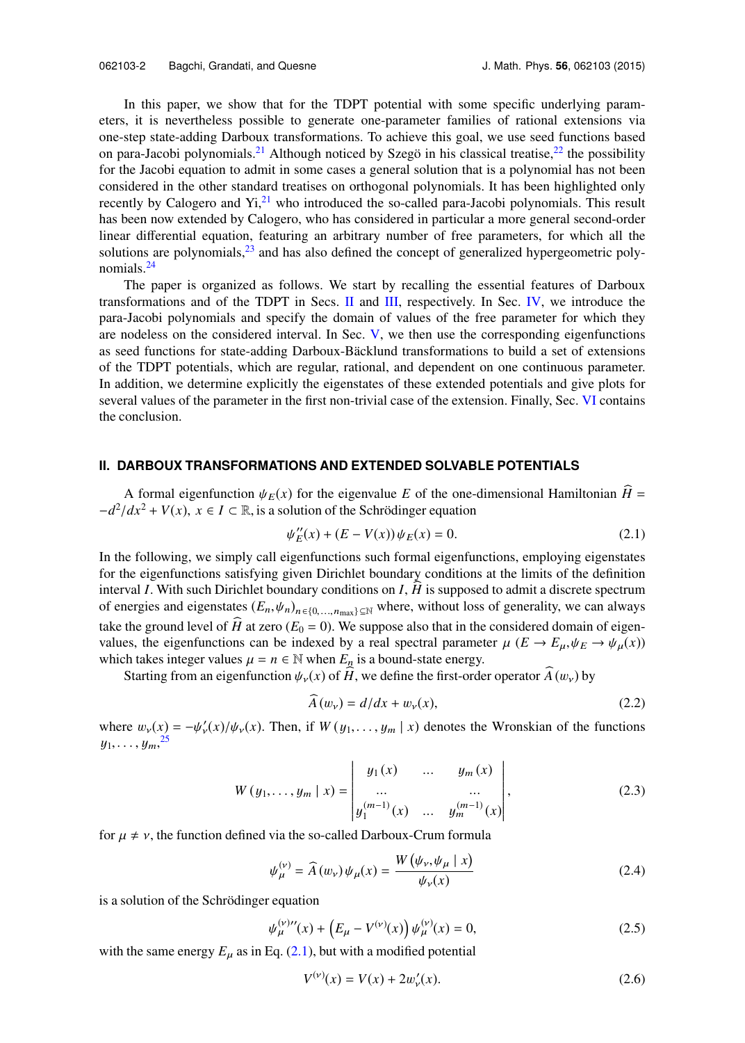In this paper, we show that for the TDPT potential with some specific underlying parameters, it is nevertheless possible to generate one-parameter families of rational extensions via one-step state-adding Darboux transformations. To achieve this goal, we use seed functions based on para-Jacobi polynomials.[21] Although noticed by Szegö in his classical treatise,[22] the possibility for the Jacobi equation to admit in some cases a general solution that is a polynomial has not been considered in the other standard treatises on orthogonal polynomials. It has been highlighted only recently by Calogero and Yi,[21] who introduced the so-called para-Jacobi polynomials. This result has been now extended by Calogero, who has considered in particular a more general second-order linear differential equation, featuring an arbitrary number of free parameters, for which all the solutions are polynomials,[23] and has also defined the concept of generalized hypergeometric polynomials.[24]

The paper is organized as follows. We start by recalling the essential features of Darboux transformations and of the TDPT in Secs. II and III, respectively. In Sec. IV, we introduce the para-Jacobi polynomials and specify the domain of values of the free parameter for which they are nodeless on the considered interval. In Sec. V, we then use the corresponding eigenfunctions as seed functions for state-adding Darboux-Bäcklund transformations to build a set of extensions of the TDPT potentials, which are regular, rational, and dependent on one continuous parameter. In addition, we determine explicitly the eigenstates of these extended potentials and give plots for several values of the parameter in the first non-trivial case of the extension. Finally, Sec. VI contains the conclusion.

## II. DARBOUX TRANSFORMATIONS AND EXTENDED SOLVABLE POTENTIALS

A formal eigenfunction $\psi_E(x)$ for the eigenvalue $E$ of the one-dimensional Hamiltonian $\widehat{H} = -d^2/dx^2 + V(x)$, $x \in I \subset \mathbb{R}$, is a solution of the Schrödinger equation

$$\psi_E''(x) + (E - V(x))\,\psi_E(x) = 0. \tag{2.1}$$

In the following, we simply call eigenfunctions such formal eigenfunctions, employing eigenstates for the eigenfunctions satisfying given Dirichlet boundary conditions at the limits of the definition interval $I$. With such Dirichlet boundary conditions on $I$, $\widehat{H}$ is supposed to admit a discrete spectrum of energies and eigenstates $(E_n, \psi_n)_{n \in \{0,\ldots,n_{\max}\} \subseteq \mathbb{N}}$ where, without loss of generality, we can always take the ground level of $\widehat{H}$ at zero ($E_0 = 0$). We suppose also that in the considered domain of eigenvalues, the eigenfunctions can be indexed by a real spectral parameter $\mu$ ($E \to E_\mu, \psi_E \to \psi_\mu(x)$) which takes integer values $\mu = n \in \mathbb{N}$ when $E_n$ is a bound-state energy.

Starting from an eigenfunction $\psi_\nu(x)$ of $\widehat{H}$, we define the first-order operator $\widehat{A}(w_\nu)$ by

$$\widehat{A}(w_\nu) = d/dx + w_\nu(x), \tag{2.2}$$

where $w_\nu(x) = -\psi_\nu'(x)/\psi_\nu(x)$. Then, if $W(y_1, \ldots, y_m \mid x)$ denotes the Wronskian of the functions $y_1, \ldots, y_m$,[25]

$$W(y_1, \ldots, y_m \mid x) = \begin{vmatrix} y_1(x) & \ldots & y_m(x) \\ \ldots & & \ldots \\ y_1^{(m-1)}(x) & \ldots & y_m^{(m-1)}(x) \end{vmatrix}, \tag{2.3}$$

for $\mu \neq \nu$, the function defined via the so-called Darboux-Crum formula

$$\psi_\mu^{(\nu)} = \widehat{A}(w_\nu)\,\psi_\mu(x) = \frac{W(\psi_\nu, \psi_\mu \mid x)}{\psi_\nu(x)} \tag{2.4}$$

is a solution of the Schrödinger equation

$$\psi_\mu^{(\nu)\prime\prime}(x) + \left(E_\mu - V^{(\nu)}(x)\right)\psi_\mu^{(\nu)}(x) = 0, \tag{2.5}$$

with the same energy $E_\mu$ as in Eq. (2.1), but with a modified potential

$$V^{(\nu)}(x) = V(x) + 2w_\nu'(x). \tag{2.6}$$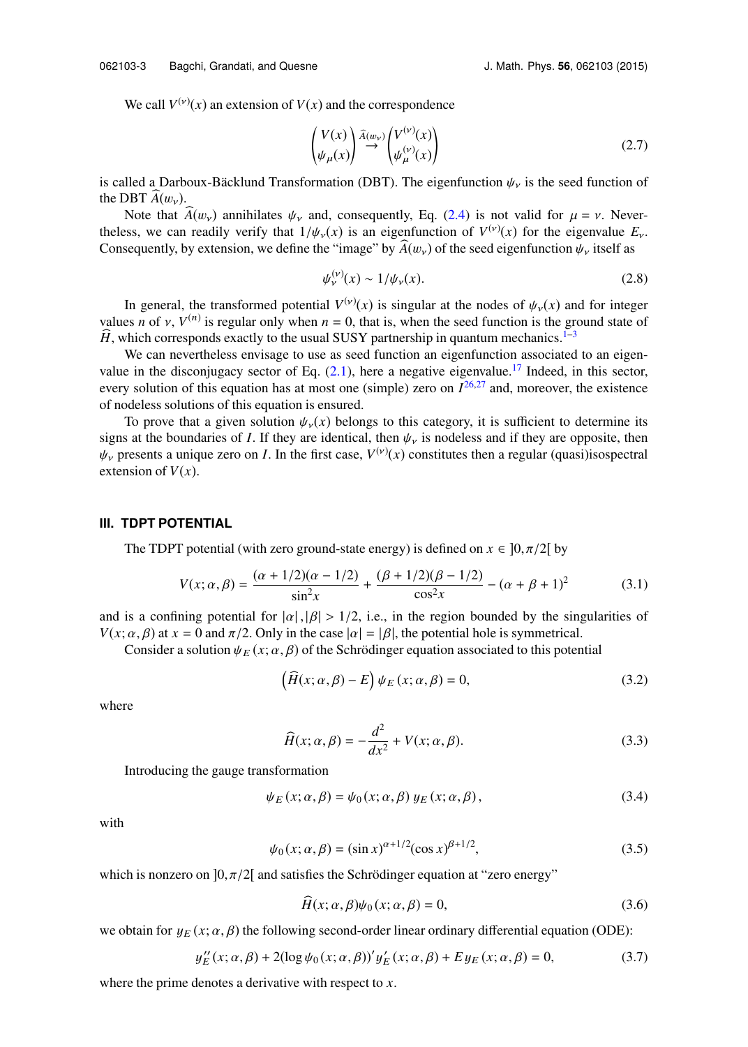We call $V^{(\nu)}(x)$ an extension of $V(x)$ and the correspondence

$$\begin{pmatrix} V(x) \\ \psi_\mu(x) \end{pmatrix} \overset{\widehat{A}(w_\nu)}{\rightarrow} \begin{pmatrix} V^{(\nu)}(x) \\ \psi_\mu^{(\nu)}(x) \end{pmatrix} \tag{2.7}$$

is called a Darboux-Bäcklund Transformation (DBT). The eigenfunction $\psi_\nu$ is the seed function of the DBT $\widehat{A}(w_\nu)$.

Note that $\widehat{A}(w_\nu)$ annihilates $\psi_\nu$ and, consequently, Eq. (2.4) is not valid for $\mu = \nu$. Nevertheless, we can readily verify that $1/\psi_\nu(x)$ is an eigenfunction of $V^{(\nu)}(x)$ for the eigenvalue $E_\nu$. Consequently, by extension, we define the "image" by $\widehat{A}(w_\nu)$ of the seed eigenfunction $\psi_\nu$ itself as

$$\psi_\nu^{(\nu)}(x) \sim 1/\psi_\nu(x). \tag{2.8}$$

In general, the transformed potential $V^{(\nu)}(x)$ is singular at the nodes of $\psi_\nu(x)$ and for integer values $n$ of $\nu$, $V^{(n)}$ is regular only when $n = 0$, that is, when the seed function is the ground state of $\widehat{H}$, which corresponds exactly to the usual SUSY partnership in quantum mechanics.[1–3]

We can nevertheless envisage to use as seed function an eigenfunction associated to an eigenvalue in the disconjugacy sector of Eq. (2.1), here a negative eigenvalue.[17] Indeed, in this sector, every solution of this equation has at most one (simple) zero on $I$[26,27] and, moreover, the existence of nodeless solutions of this equation is ensured.

To prove that a given solution $\psi_\nu(x)$ belongs to this category, it is sufficient to determine its signs at the boundaries of $I$. If they are identical, then $\psi_\nu$ is nodeless and if they are opposite, then $\psi_\nu$ presents a unique zero on $I$. In the first case, $V^{(\nu)}(x)$ constitutes then a regular (quasi)isospectral extension of $V(x)$.

## III. TDPT POTENTIAL

The TDPT potential (with zero ground-state energy) is defined on $x \in \,]0, \pi/2[$ by

$$V(x;\alpha,\beta) = \frac{(\alpha+1/2)(\alpha-1/2)}{\sin^2 x} + \frac{(\beta+1/2)(\beta-1/2)}{\cos^2 x} - (\alpha+\beta+1)^2 \tag{3.1}$$

and is a confining potential for $|\alpha|, |\beta| > 1/2$, i.e., in the region bounded by the singularities of $V(x;\alpha,\beta)$ at $x = 0$ and $\pi/2$. Only in the case $|\alpha| = |\beta|$, the potential hole is symmetrical.

Consider a solution $\psi_E(x;\alpha,\beta)$ of the Schrödinger equation associated to this potential

$$\left(\widehat{H}(x;\alpha,\beta) - E\right)\psi_E(x;\alpha,\beta) = 0, \tag{3.2}$$

where

$$\widehat{H}(x;\alpha,\beta) = -\frac{d^2}{dx^2} + V(x;\alpha,\beta). \tag{3.3}$$

Introducing the gauge transformation

$$\psi_E(x;\alpha,\beta) = \psi_0(x;\alpha,\beta)\, y_E(x;\alpha,\beta), \tag{3.4}$$

with

$$\psi_0(x;\alpha,\beta) = (\sin x)^{\alpha+1/2}(\cos x)^{\beta+1/2}, \tag{3.5}$$

which is nonzero on $]0, \pi/2[$ and satisfies the Schrödinger equation at "zero energy"

$$\widehat{H}(x;\alpha,\beta)\psi_0(x;\alpha,\beta) = 0, \tag{3.6}$$

we obtain for $y_E(x;\alpha,\beta)$ the following second-order linear ordinary differential equation (ODE):

$$y_E''(x;\alpha,\beta) + 2(\log\psi_0(x;\alpha,\beta))' y_E'(x;\alpha,\beta) + E\, y_E(x;\alpha,\beta) = 0, \tag{3.7}$$

where the prime denotes a derivative with respect to $x$.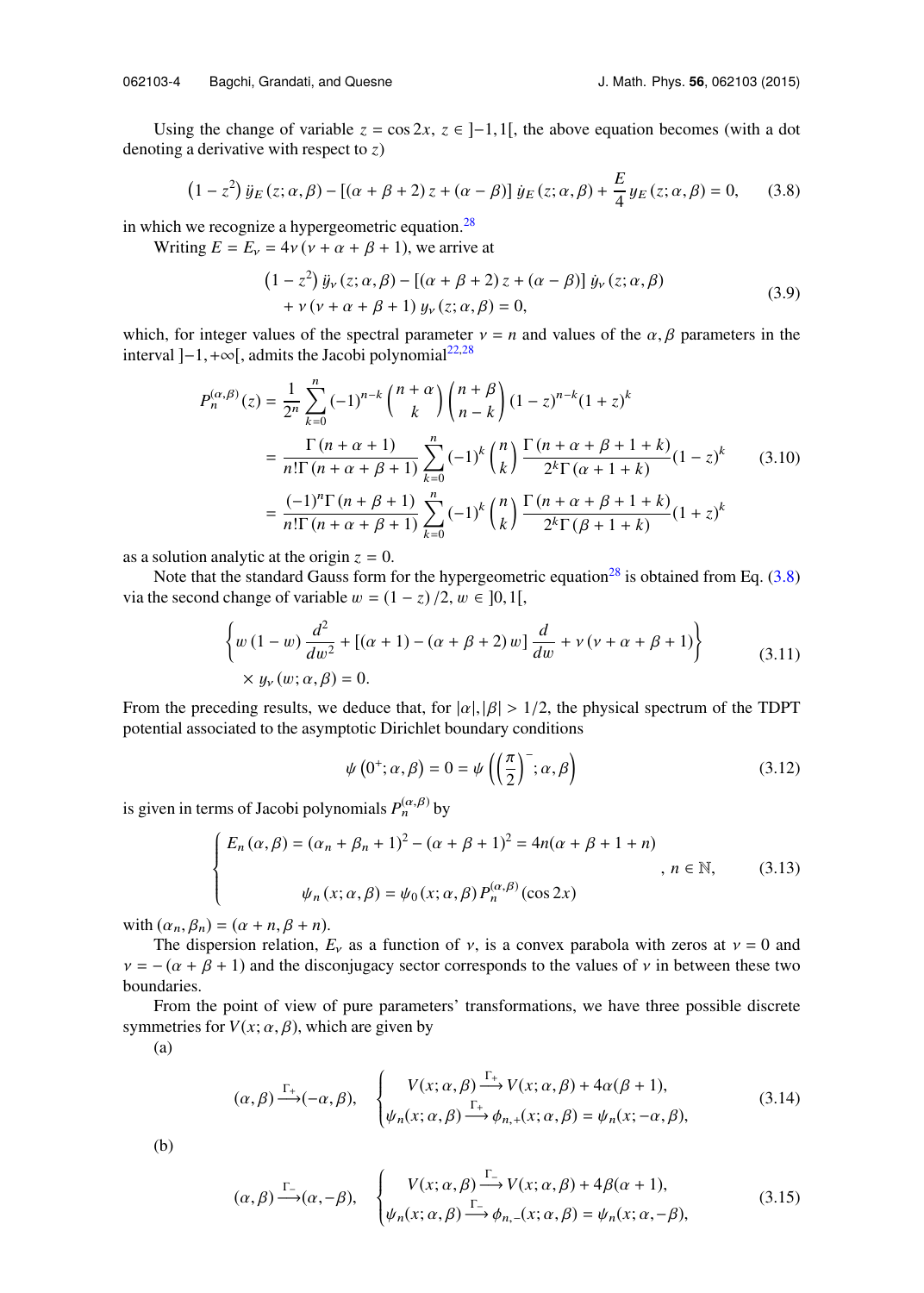Using the change of variable $z = \cos 2x$, $z \in ]-1, 1[$, the above equation becomes (with a dot denoting a derivative with respect to $z$)

$$\left(1 - z^2\right) \ddot{y}_E (z; \alpha, \beta) - \left[(\alpha + \beta + 2) z + (\alpha - \beta)\right] \dot{y}_E (z; \alpha, \beta) + \frac{E}{4} y_E (z; \alpha, \beta) = 0, \tag{3.8}$$

in which we recognize a hypergeometric equation.[28]

Writing $E = E_\nu = 4\nu (\nu + \alpha + \beta + 1)$, we arrive at

$$\begin{aligned} &\left(1 - z^2\right) \ddot{y}_\nu (z; \alpha, \beta) - \left[(\alpha + \beta + 2) z + (\alpha - \beta)\right] \dot{y}_\nu (z; \alpha, \beta) \\ &\quad + \nu (\nu + \alpha + \beta + 1) y_\nu (z; \alpha, \beta) = 0, \end{aligned} \tag{3.9}$$

which, for integer values of the spectral parameter $\nu = n$ and values of the $\alpha, \beta$ parameters in the interval $]-1, +\infty[$, admits the Jacobi polynomial[22,28]

$$\begin{aligned} P_n^{(\alpha,\beta)}(z) &= \frac{1}{2^n} \sum_{k=0}^{n} (-1)^{n-k} \binom{n+\alpha}{k} \binom{n+\beta}{n-k} (1-z)^{n-k} (1+z)^k \\ &= \frac{\Gamma(n+\alpha+1)}{n!\,\Gamma(n+\alpha+\beta+1)} \sum_{k=0}^{n} (-1)^k \binom{n}{k} \frac{\Gamma(n+\alpha+\beta+1+k)}{2^k \Gamma(\alpha+1+k)} (1-z)^k \\ &= \frac{(-1)^n \Gamma(n+\beta+1)}{n!\,\Gamma(n+\alpha+\beta+1)} \sum_{k=0}^{n} (-1)^k \binom{n}{k} \frac{\Gamma(n+\alpha+\beta+1+k)}{2^k \Gamma(\beta+1+k)} (1+z)^k \end{aligned} \tag{3.10}$$

as a solution analytic at the origin $z = 0$.

Note that the standard Gauss form for the hypergeometric equation[28] is obtained from Eq. (3.8) via the second change of variable $w = (1 - z)/2$, $w \in ]0, 1[$,

$$\begin{aligned} &\left\{ w(1-w) \frac{d^2}{dw^2} + \left[(\alpha+1) - (\alpha+\beta+2) w\right] \frac{d}{dw} + \nu (\nu + \alpha + \beta + 1) \right\} \\ &\quad \times y_\nu (w; \alpha, \beta) = 0. \end{aligned} \tag{3.11}$$

From the preceding results, we deduce that, for $|\alpha|, |\beta| > 1/2$, the physical spectrum of the TDPT potential associated to the asymptotic Dirichlet boundary conditions

$$\psi\left(0^+; \alpha, \beta\right) = 0 = \psi\left(\left(\frac{\pi}{2}\right)^-; \alpha, \beta\right) \tag{3.12}$$

is given in terms of Jacobi polynomials $P_n^{(\alpha,\beta)}$ by

$$\left\{ \begin{aligned} &E_n(\alpha, \beta) = (\alpha_n + \beta_n + 1)^2 - (\alpha + \beta + 1)^2 = 4n(\alpha + \beta + 1 + n) \\ &\psi_n(x; \alpha, \beta) = \psi_0(x; \alpha, \beta) P_n^{(\alpha,\beta)}(\cos 2x) \end{aligned} \right. , \ n \in \mathbb{N}, \tag{3.13}$$

with $(\alpha_n, \beta_n) = (\alpha + n, \beta + n)$.

The dispersion relation, $E_\nu$ as a function of $\nu$, is a convex parabola with zeros at $\nu = 0$ and $\nu = -(\alpha + \beta + 1)$ and the disconjugacy sector corresponds to the values of $\nu$ in between these two boundaries.

From the point of view of pure parameters' transformations, we have three possible discrete symmetries for $V(x; \alpha, \beta)$, which are given by

(a)

$$(\alpha, \beta) \xrightarrow{\Gamma_+} (-\alpha, \beta), \quad \left\{ \begin{aligned} &V(x; \alpha, \beta) \xrightarrow{\Gamma_+} V(x; \alpha, \beta) + 4\alpha(\beta + 1), \\ &\psi_n(x; \alpha, \beta) \xrightarrow{\Gamma_+} \phi_{n,+}(x; \alpha, \beta) = \psi_n(x; -\alpha, \beta), \end{aligned} \right. \tag{3.14}$$

(b)

$$(\alpha, \beta) \xrightarrow{\Gamma_-} (\alpha, -\beta), \quad \left\{ \begin{aligned} &V(x; \alpha, \beta) \xrightarrow{\Gamma_-} V(x; \alpha, \beta) + 4\beta(\alpha + 1), \\ &\psi_n(x; \alpha, \beta) \xrightarrow{\Gamma_-} \phi_{n,-}(x; \alpha, \beta) = \psi_n(x; \alpha, -\beta), \end{aligned} \right. \tag{3.15}$$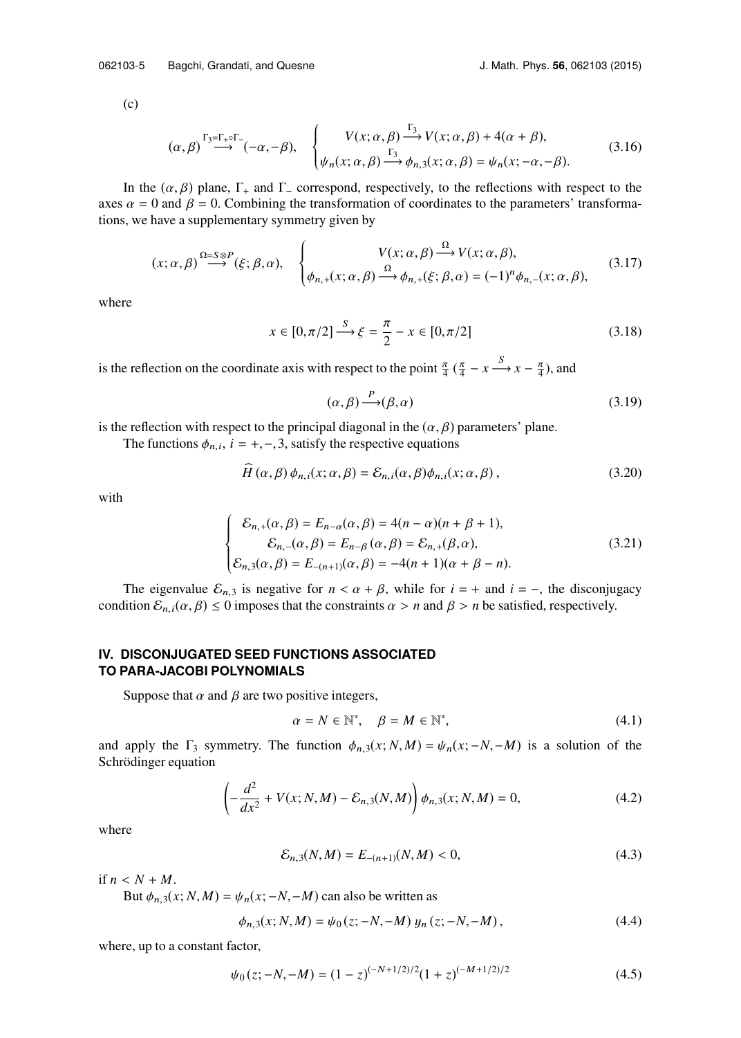(c)

$$(\alpha,\beta) \overset{\Gamma_3=\Gamma_+\circ\Gamma_-}{\longrightarrow} (-\alpha,-\beta), \quad \begin{cases} V(x;\alpha,\beta) \overset{\Gamma_3}{\longrightarrow} V(x;\alpha,\beta) + 4(\alpha+\beta), \\ \psi_n(x;\alpha,\beta) \overset{\Gamma_3}{\longrightarrow} \phi_{n,3}(x;\alpha,\beta) = \psi_n(x;-\alpha,-\beta). \end{cases} \tag{3.16}$$

In the $(\alpha,\beta)$ plane, $\Gamma_+$ and $\Gamma_-$ correspond, respectively, to the reflections with respect to the axes $\alpha = 0$ and $\beta = 0$. Combining the transformation of coordinates to the parameters' transformations, we have a supplementary symmetry given by

$$(x;\alpha,\beta) \overset{\Omega=S\otimes P}{\longrightarrow} (\xi;\beta,\alpha), \quad \begin{cases} V(x;\alpha,\beta) \overset{\Omega}{\longrightarrow} V(x;\alpha,\beta), \\ \phi_{n,+}(x;\alpha,\beta) \overset{\Omega}{\longrightarrow} \phi_{n,+}(\xi;\beta,\alpha) = (-1)^n \phi_{n,-}(x;\alpha,\beta), \end{cases} \tag{3.17}$$

where

$$x \in [0,\pi/2] \overset{S}{\longrightarrow} \xi = \frac{\pi}{2} - x \in [0,\pi/2] \tag{3.18}$$

is the reflection on the coordinate axis with respect to the point $\frac{\pi}{4}$ ($\frac{\pi}{4} - x \overset{S}{\longrightarrow} x - \frac{\pi}{4}$), and

$$(\alpha,\beta) \overset{P}{\longrightarrow} (\beta,\alpha) \tag{3.19}$$

is the reflection with respect to the principal diagonal in the $(\alpha,\beta)$ parameters' plane.

The functions $\phi_{n,i}$, $i = +,-,3$, satisfy the respective equations

$$\widehat{H}(\alpha,\beta)\,\phi_{n,i}(x;\alpha,\beta) = \mathcal{E}_{n,i}(\alpha,\beta)\phi_{n,i}(x;\alpha,\beta)\,, \tag{3.20}$$

with

$$\begin{cases} \mathcal{E}_{n,+}(\alpha,\beta) = E_{n-\alpha}(\alpha,\beta) = 4(n-\alpha)(n+\beta+1), \\ \mathcal{E}_{n,-}(\alpha,\beta) = E_{n-\beta}(\alpha,\beta) = \mathcal{E}_{n,+}(\beta,\alpha), \\ \mathcal{E}_{n,3}(\alpha,\beta) = E_{-(n+1)}(\alpha,\beta) = -4(n+1)(\alpha+\beta-n). \end{cases} \tag{3.21}$$

The eigenvalue $\mathcal{E}_{n,3}$ is negative for $n < \alpha+\beta$, while for $i = +$ and $i = -$, the disconjugacy condition $\mathcal{E}_{n,i}(\alpha,\beta) \le 0$ imposes that the constraints $\alpha > n$ and $\beta > n$ be satisfied, respectively.

## IV. DISCONJUGATED SEED FUNCTIONS ASSOCIATED TO PARA-JACOBI POLYNOMIALS

Suppose that $\alpha$ and $\beta$ are two positive integers,

$$\alpha = N \in \mathbb{N}^*, \quad \beta = M \in \mathbb{N}^*, \tag{4.1}$$

and apply the $\Gamma_3$ symmetry. The function $\phi_{n,3}(x;N,M) = \psi_n(x;-N,-M)$ is a solution of the Schrödinger equation

$$\left(-\frac{d^2}{dx^2} + V(x;N,M) - \mathcal{E}_{n,3}(N,M)\right)\phi_{n,3}(x;N,M) = 0, \tag{4.2}$$

where

$$\mathcal{E}_{n,3}(N,M) = E_{-(n+1)}(N,M) < 0, \tag{4.3}$$

if $n < N+M$.

But $\phi_{n,3}(x;N,M) = \psi_n(x;-N,-M)$ can also be written as

$$\phi_{n,3}(x;N,M) = \psi_0(z;-N,-M)\,y_n(z;-N,-M)\,, \tag{4.4}$$

where, up to a constant factor,

$$\psi_0(z;-N,-M) = (1-z)^{(-N+1/2)/2}(1+z)^{(-M+1/2)/2} \tag{4.5}$$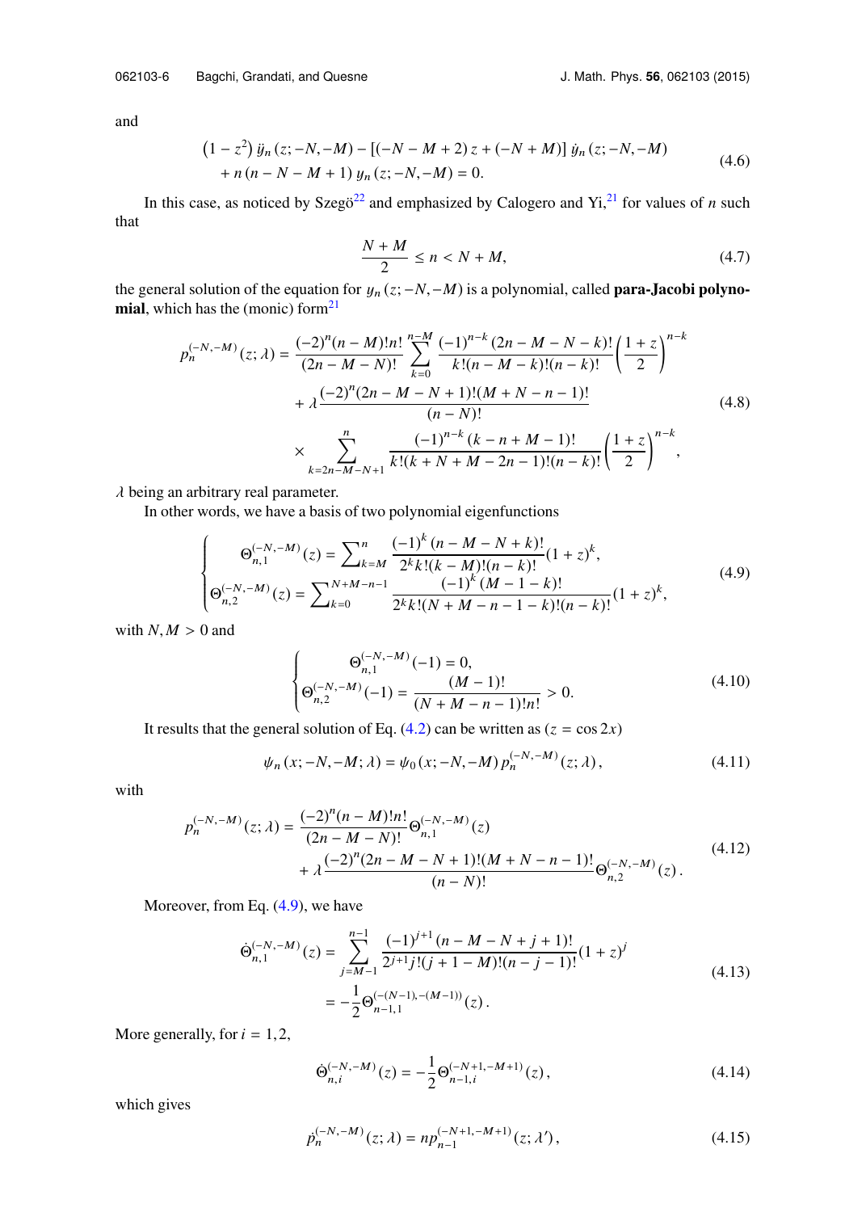and

$$
\begin{aligned}
&\left(1-z^2\right)\ddot{y}_n(z;-N,-M)-[(-N-M+2)z+(-N+M)]\,\dot{y}_n(z;-N,-M)\\
&\quad+n(n-N-M+1)\,y_n(z;-N,-M)=0.
\end{aligned}
\tag{4.6}
$$

In this case, as noticed by Szegö[22] and emphasized by Calogero and Yi,[21] for values of $n$ such that

$$
\frac{N+M}{2}\leq n<N+M, \tag{4.7}
$$

the general solution of the equation for $y_n(z;-N,-M)$ is a polynomial, called **para-Jacobi polynomial**, which has the (monic) form[21]

$$
\begin{aligned}
p_n^{(-N,-M)}(z;\lambda)&=\frac{(-2)^n(n-M)!n!}{(2n-M-N)!}\sum_{k=0}^{n-M}\frac{(-1)^{n-k}(2n-M-N-k)!}{k!(n-M-k)!(n-k)!}\left(\frac{1+z}{2}\right)^{n-k}\\
&\quad+\lambda\frac{(-2)^n(2n-M-N+1)!(M+N-n-1)!}{(n-N)!}\\
&\quad\times\sum_{k=2n-M-N+1}^{n}\frac{(-1)^{n-k}(k-n+M-1)!}{k!(k+N+M-2n-1)!(n-k)!}\left(\frac{1+z}{2}\right)^{n-k},
\end{aligned}
\tag{4.8}
$$

$\lambda$ being an arbitrary real parameter.

In other words, we have a basis of two polynomial eigenfunctions

$$
\begin{cases}
\Theta_{n,1}^{(-N,-M)}(z)=\sum_{k=M}^{n}\dfrac{(-1)^k(n-M-N+k)!}{2^k k!(k-M)!(n-k)!}(1+z)^k,\\[2ex]
\Theta_{n,2}^{(-N,-M)}(z)=\sum_{k=0}^{N+M-n-1}\dfrac{(-1)^k(M-1-k)!}{2^k k!(N+M-n-1-k)!(n-k)!}(1+z)^k,
\end{cases}
\tag{4.9}
$$

with $N,M>0$ and

$$
\begin{cases}
\Theta_{n,1}^{(-N,-M)}(-1)=0,\\[1ex]
\Theta_{n,2}^{(-N,-M)}(-1)=\dfrac{(M-1)!}{(N+M-n-1)!n!}>0.
\end{cases}
\tag{4.10}
$$

It results that the general solution of Eq. (4.2) can be written as ($z=\cos 2x$)

$$
\psi_n(x;-N,-M;\lambda)=\psi_0(x;-N,-M)\,p_n^{(-N,-M)}(z;\lambda), \tag{4.11}
$$

with

$$
\begin{aligned}
p_n^{(-N,-M)}(z;\lambda)&=\frac{(-2)^n(n-M)!n!}{(2n-M-N)!}\Theta_{n,1}^{(-N,-M)}(z)\\
&\quad+\lambda\frac{(-2)^n(2n-M-N+1)!(M+N-n-1)!}{(n-N)!}\Theta_{n,2}^{(-N,-M)}(z).
\end{aligned}
\tag{4.12}
$$

Moreover, from Eq. (4.9), we have

$$
\begin{aligned}
\dot{\Theta}_{n,1}^{(-N,-M)}(z)&=\sum_{j=M-1}^{n-1}\frac{(-1)^{j+1}(n-M-N+j+1)!}{2^{j+1}j!(j+1-M)!(n-j-1)!}(1+z)^j\\
&=-\frac{1}{2}\Theta_{n-1,1}^{(-(N-1),-(M-1))}(z).
\end{aligned}
\tag{4.13}
$$

More generally, for $i=1,2$,

$$
\dot{\Theta}_{n,i}^{(-N,-M)}(z)=-\frac{1}{2}\Theta_{n-1,i}^{(-N+1,-M+1)}(z), \tag{4.14}
$$

which gives

$$
\dot{p}_n^{(-N,-M)}(z;\lambda)=np_{n-1}^{(-N+1,-M+1)}(z;\lambda'), \tag{4.15}
$$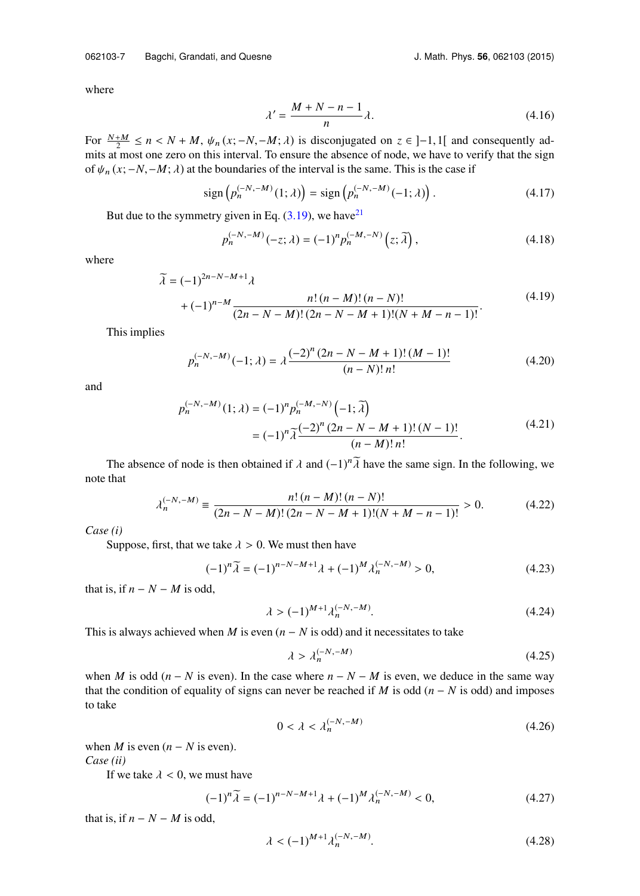where

$$\lambda' = \frac{M+N-n-1}{n}\lambda. \tag{4.16}$$

For $\frac{N+M}{2} \leq n < N+M$, $\psi_n(x;-N,-M;\lambda)$ is disconjugated on $z \in ]-1,1[$ and consequently admits at most one zero on this interval. To ensure the absence of node, we have to verify that the sign of $\psi_n(x;-N,-M;\lambda)$ at the boundaries of the interval is the same. This is the case if

$$\text{sign}\left(p_n^{(-N,-M)}(1;\lambda)\right) = \text{sign}\left(p_n^{(-N,-M)}(-1;\lambda)\right). \tag{4.17}$$

But due to the symmetry given in Eq. (3.19), we have[21]

$$p_n^{(-N,-M)}(-z;\lambda) = (-1)^n p_n^{(-M,-N)}\left(z;\widetilde{\lambda}\right), \tag{4.18}$$

where

$$\widetilde{\lambda} = (-1)^{2n-N-M+1}\lambda + (-1)^{n-M}\frac{n!\,(n-M)!\,(n-N)!}{(2n-N-M)!\,(2n-N-M+1)!(N+M-n-1)!}. \tag{4.19}$$

This implies

$$p_n^{(-N,-M)}(-1;\lambda) = \lambda\frac{(-2)^n\,(2n-N-M+1)!\,(M-1)!}{(n-N)!\,n!} \tag{4.20}$$

and

$$p_n^{(-N,-M)}(1;\lambda) = (-1)^n p_n^{(-M,-N)}\left(-1;\widetilde{\lambda}\right) = (-1)^n\widetilde{\lambda}\frac{(-2)^n\,(2n-N-M+1)!\,(N-1)!}{(n-M)!\,n!}. \tag{4.21}$$

The absence of node is then obtained if $\lambda$ and $(-1)^n\widetilde{\lambda}$ have the same sign. In the following, we note that

$$\lambda_n^{(-N,-M)} \equiv \frac{n!\,(n-M)!\,(n-N)!}{(2n-N-M)!\,(2n-N-M+1)!(N+M-n-1)!} > 0. \tag{4.22}$$

*Case (i)*

Suppose, first, that we take $\lambda > 0$. We must then have

$$(-1)^n\widetilde{\lambda} = (-1)^{n-N-M+1}\lambda + (-1)^M\lambda_n^{(-N,-M)} > 0, \tag{4.23}$$

that is, if $n-N-M$ is odd,

$$\lambda > (-1)^{M+1}\lambda_n^{(-N,-M)}. \tag{4.24}$$

This is always achieved when $M$ is even ($n-N$ is odd) and it necessitates to take

$$\lambda > \lambda_n^{(-N,-M)} \tag{4.25}$$

when $M$ is odd ($n-N$ is even). In the case where $n-N-M$ is even, we deduce in the same way that the condition of equality of signs can never be reached if $M$ is odd ($n-N$ is odd) and imposes to take

$$0 < \lambda < \lambda_n^{(-N,-M)} \tag{4.26}$$

when $M$ is even ($n-N$ is even).

*Case (ii)*

If we take $\lambda < 0$, we must have

$$(-1)^n\widetilde{\lambda} = (-1)^{n-N-M+1}\lambda + (-1)^M\lambda_n^{(-N,-M)} < 0, \tag{4.27}$$

that is, if $n-N-M$ is odd,

$$\lambda < (-1)^{M+1}\lambda_n^{(-N,-M)}. \tag{4.28}$$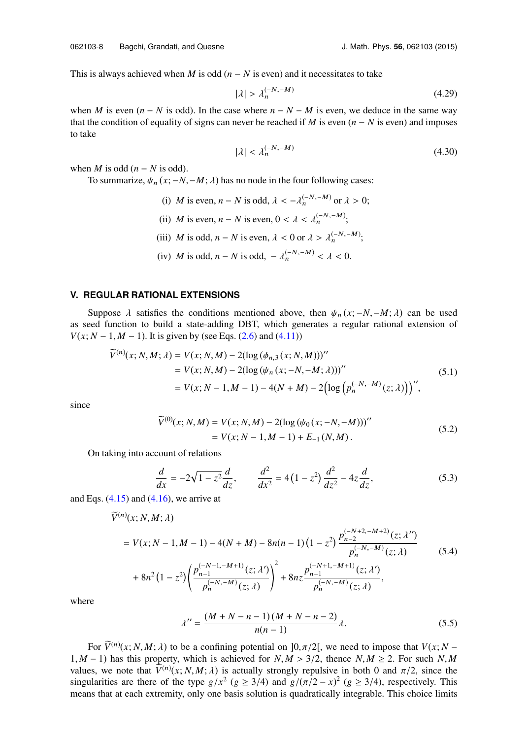This is always achieved when $M$ is odd ($n - N$ is even) and it necessitates to take

$$|\lambda| > \lambda_n^{(-N,-M)} \tag{4.29}$$

when $M$ is even ($n - N$ is odd). In the case where $n - N - M$ is even, we deduce in the same way that the condition of equality of signs can never be reached if $M$ is even ($n - N$ is even) and imposes to take

$$|\lambda| < \lambda_n^{(-N,-M)} \tag{4.30}$$

when $M$ is odd ($n - N$ is odd).

To summarize, $\psi_n(x; -N, -M; \lambda)$ has no node in the four following cases:

(i) $M$ is even, $n - N$ is odd, $\lambda < -\lambda_n^{(-N,-M)}$ or $\lambda > 0$;

(ii) $M$ is even, $n - N$ is even, $0 < \lambda < \lambda_n^{(-N,-M)}$;

(iii) $M$ is odd, $n - N$ is even, $\lambda < 0$ or $\lambda > \lambda_n^{(-N,-M)}$;

(iv) $M$ is odd, $n - N$ is odd, $-\lambda_n^{(-N,-M)} < \lambda < 0$.

## V. REGULAR RATIONAL EXTENSIONS

Suppose $\lambda$ satisfies the conditions mentioned above, then $\psi_n(x; -N, -M; \lambda)$ can be used as seed function to build a state-adding DBT, which generates a regular rational extension of $V(x; N-1, M-1)$. It is given by (see Eqs. (2.6) and (4.11))

$$\begin{aligned}
\widetilde{V}^{(n)}(x; N, M; \lambda) &= V(x; N, M) - 2(\log(\phi_{n,3}(x; N, M)))'' \\
&= V(x; N, M) - 2(\log(\psi_n(x; -N, -M; \lambda)))'' \\
&= V(x; N-1, M-1) - 4(N+M) - 2\left(\log\left(p_n^{(-N,-M)}(z; \lambda)\right)\right)'',
\end{aligned} \tag{5.1}$$

since

$$\begin{aligned}
\widetilde{V}^{(0)}(x; N, M) &= V(x; N, M) - 2(\log(\psi_0(x; -N, -M)))'' \\
&= V(x; N-1, M-1) + E_{-1}(N, M).
\end{aligned} \tag{5.2}$$

On taking into account of relations

$$\frac{d}{dx} = -2\sqrt{1-z^2}\frac{d}{dz}, \qquad \frac{d^2}{dx^2} = 4\left(1-z^2\right)\frac{d^2}{dz^2} - 4z\frac{d}{dz}, \tag{5.3}$$

and Eqs. (4.15) and (4.16), we arrive at

$$\begin{aligned}
&\widetilde{V}^{(n)}(x; N, M; \lambda) \\
&= V(x; N-1, M-1) - 4(N+M) - 8n(n-1)\left(1-z^2\right)\frac{p_{n-2}^{(-N+2,-M+2)}(z; \lambda'')}{p_n^{(-N,-M)}(z; \lambda)} \\
&\quad + 8n^2\left(1-z^2\right)\left(\frac{p_{n-1}^{(-N+1,-M+1)}(z; \lambda')}{p_n^{(-N,-M)}(z; \lambda)}\right)^2 + 8nz\frac{p_{n-1}^{(-N+1,-M+1)}(z; \lambda')}{p_n^{(-N,-M)}(z; \lambda)},
\end{aligned} \tag{5.4}$$

where

$$\lambda'' = \frac{(M+N-n-1)(M+N-n-2)}{n(n-1)}\lambda. \tag{5.5}$$

For $\widetilde{V}^{(n)}(x; N, M; \lambda)$ to be a confining potential on $]0, \pi/2[$, we need to impose that $V(x; N-1, M-1)$ has this property, which is achieved for $N, M > 3/2$, thence $N, M \geq 2$. For such $N, M$ values, we note that $\widetilde{V}^{(n)}(x; N, M; \lambda)$ is actually strongly repulsive in both 0 and $\pi/2$, since the singularities are there of the type $g/x^2$ ($g \geq 3/4$) and $g/(\pi/2 - x)^2$ ($g \geq 3/4$), respectively. This means that at each extremity, only one basis solution is quadratically integrable. This choice limits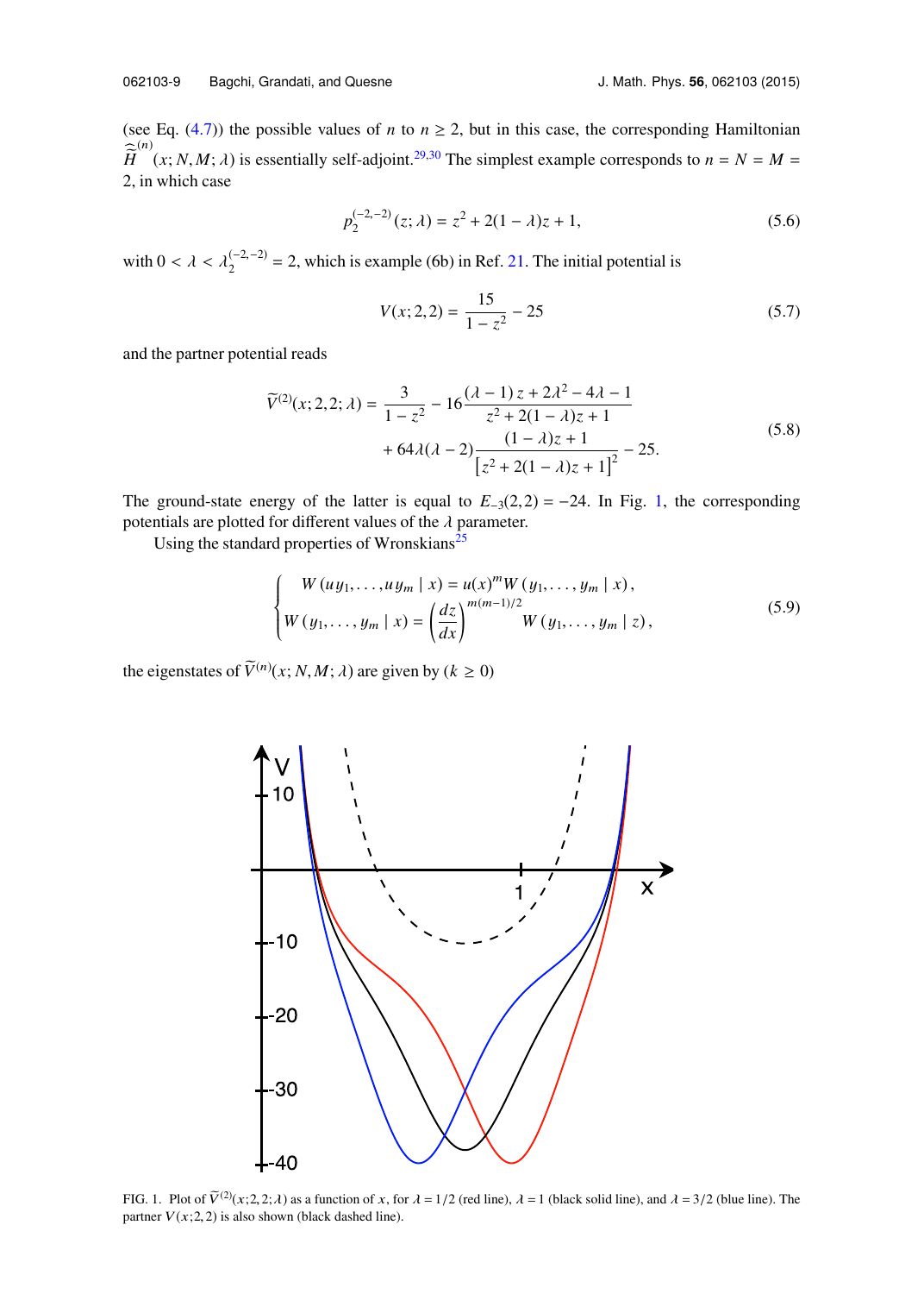(see Eq. (4.7)) the possible values of $n$ to $n \geq 2$, but in this case, the corresponding Hamiltonian $\widetilde{\widetilde{H}}^{(n)}(x; N, M; \lambda)$ is essentially self-adjoint.[29,30] The simplest example corresponds to $n = N = M = 2$, in which case

$$p_2^{(-2,-2)}(z; \lambda) = z^2 + 2(1 - \lambda)z + 1, \tag{5.6}$$

with $0 < \lambda < \lambda_2^{(-2,-2)} = 2$, which is example (6b) in Ref. 21. The initial potential is

$$V(x; 2, 2) = \frac{15}{1 - z^2} - 25 \tag{5.7}$$

and the partner potential reads

$$\begin{aligned}\widetilde{V}^{(2)}(x; 2, 2; \lambda) = \frac{3}{1 - z^2} - 16\frac{(\lambda - 1)\,z + 2\lambda^2 - 4\lambda - 1}{z^2 + 2(1 - \lambda)z + 1} \\ + 64\lambda(\lambda - 2)\frac{(1 - \lambda)z + 1}{\left[z^2 + 2(1 - \lambda)z + 1\right]^2} - 25.\end{aligned} \tag{5.8}$$

The ground-state energy of the latter is equal to $E_{-3}(2, 2) = -24$. In Fig. 1, the corresponding potentials are plotted for different values of the $\lambda$ parameter.

Using the standard properties of Wronskians[25]

$$\begin{cases} W\left(uy_1, \ldots, uy_m \mid x\right) = u(x)^m W\left(y_1, \ldots, y_m \mid x\right), \\ W\left(y_1, \ldots, y_m \mid x\right) = \left(\dfrac{dz}{dx}\right)^{m(m-1)/2} W\left(y_1, \ldots, y_m \mid z\right), \end{cases} \tag{5.9}$$

the eigenstates of $\widetilde{V}^{(n)}(x; N, M; \lambda)$ are given by ($k \geq 0$)

FIG. 1. Plot of $\widetilde{V}^{(2)}(x; 2, 2; \lambda)$ as a function of $x$, for $\lambda = 1/2$ (red line), $\lambda = 1$ (black solid line), and $\lambda = 3/2$ (blue line). The partner $V(x; 2, 2)$ is also shown (black dashed line).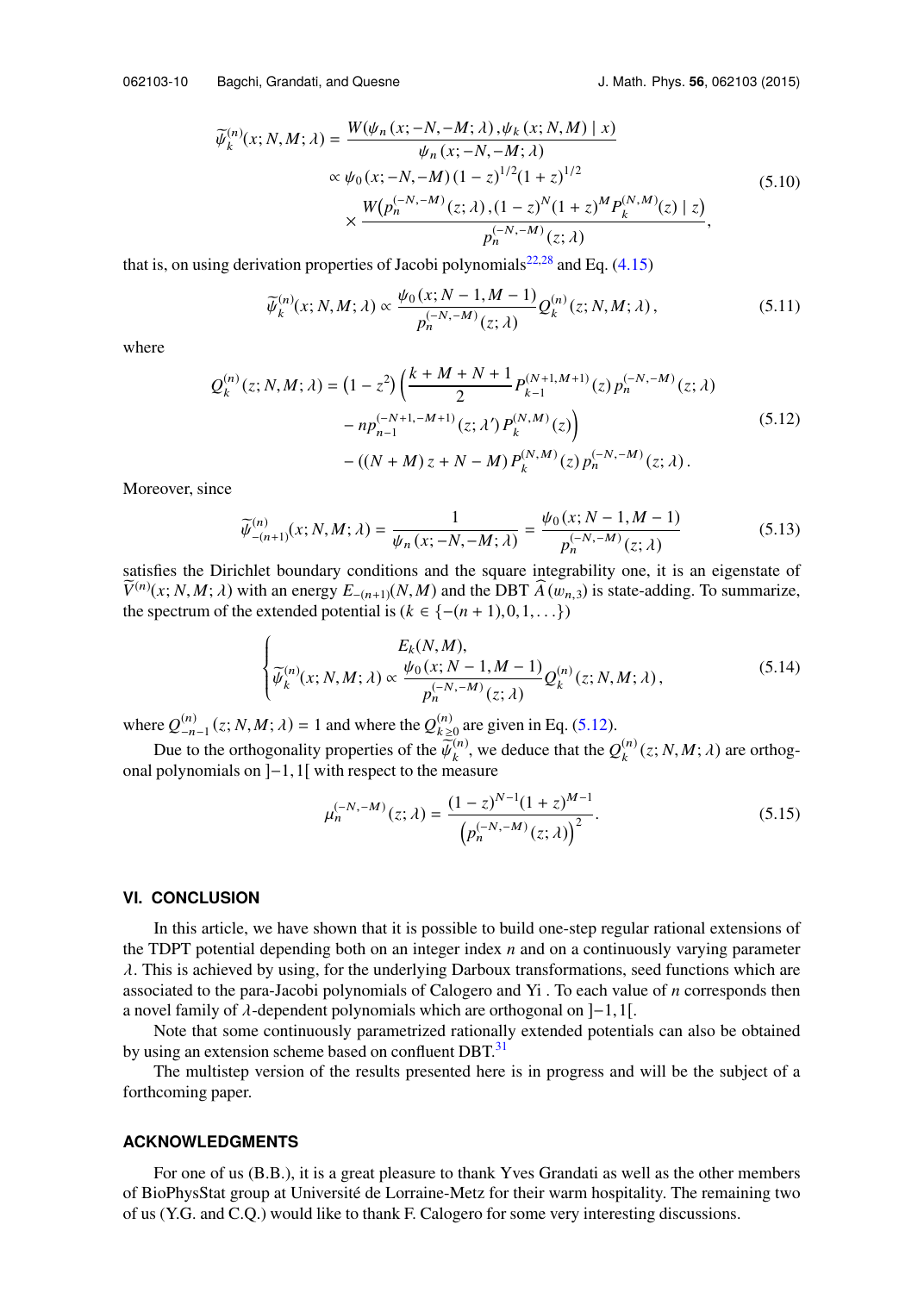$$
\begin{aligned}
\widetilde{\psi}_k^{(n)}(x;N,M;\lambda) &= \frac{W(\psi_n(x;-N,-M;\lambda), \psi_k(x;N,M) \mid x)}{\psi_n(x;-N,-M;\lambda)} \\
&\propto \psi_0(x;-N,-M)(1-z)^{1/2}(1+z)^{1/2} \\
&\quad \times \frac{W\left(p_n^{(-N,-M)}(z;\lambda), (1-z)^N(1+z)^M P_k^{(N,M)}(z) \mid z\right)}{p_n^{(-N,-M)}(z;\lambda)},
\end{aligned}
\tag{5.10}
$$

that is, on using derivation properties of Jacobi polynomials[22,28] and Eq. (4.15)

$$
\widetilde{\psi}_k^{(n)}(x;N,M;\lambda) \propto \frac{\psi_0(x;N-1,M-1)}{p_n^{(-N,-M)}(z;\lambda)} Q_k^{(n)}(z;N,M;\lambda), \tag{5.11}
$$

where

$$
\begin{aligned}
Q_k^{(n)}(z;N,M;\lambda) &= \left(1-z^2\right)\left(\frac{k+M+N+1}{2} P_{k-1}^{(N+1,M+1)}(z)\, p_n^{(-N,-M)}(z;\lambda)\right. \\
&\quad \left. - n p_{n-1}^{(-N+1,-M+1)}(z;\lambda')\, P_k^{(N,M)}(z)\right) \\
&\quad - ((N+M)z + N - M) P_k^{(N,M)}(z)\, p_n^{(-N,-M)}(z;\lambda).
\end{aligned}
\tag{5.12}
$$

Moreover, since

$$
\widetilde{\psi}_{-(n+1)}^{(n)}(x;N,M;\lambda) = \frac{1}{\psi_n(x;-N,-M;\lambda)} = \frac{\psi_0(x;N-1,M-1)}{p_n^{(-N,-M)}(z;\lambda)} \tag{5.13}
$$

satisfies the Dirichlet boundary conditions and the square integrability one, it is an eigenstate of $\widetilde{V}^{(n)}(x;N,M;\lambda)$ with an energy $E_{-(n+1)}(N,M)$ and the DBT $\widehat{A}(w_{n,3})$ is state-adding. To summarize, the spectrum of the extended potential is ($k \in \{-(n+1), 0, 1, \ldots\}$)

$$
\begin{cases}
E_k(N,M), \\
\widetilde{\psi}_k^{(n)}(x;N,M;\lambda) \propto \dfrac{\psi_0(x;N-1,M-1)}{p_n^{(-N,-M)}(z;\lambda)} Q_k^{(n)}(z;N,M;\lambda),
\end{cases}
\tag{5.14}
$$

where $Q_{-n-1}^{(n)}(z;N,M;\lambda) = 1$ and where the $Q_{k\geq 0}^{(n)}$ are given in Eq. (5.12).

Due to the orthogonality properties of the $\widetilde{\psi}_k^{(n)}$, we deduce that the $Q_k^{(n)}(z;N,M;\lambda)$ are orthogonal polynomials on $]-1,1[$ with respect to the measure

$$
\mu_n^{(-N,-M)}(z;\lambda) = \frac{(1-z)^{N-1}(1+z)^{M-1}}{\left(p_n^{(-N,-M)}(z;\lambda)\right)^2}. \tag{5.15}
$$

## VI. CONCLUSION

In this article, we have shown that it is possible to build one-step regular rational extensions of the TDPT potential depending both on an integer index $n$ and on a continuously varying parameter $\lambda$. This is achieved by using, for the underlying Darboux transformations, seed functions which are associated to the para-Jacobi polynomials of Calogero and Yi . To each value of $n$ corresponds then a novel family of $\lambda$-dependent polynomials which are orthogonal on $]-1,1[$.

Note that some continuously parametrized rationally extended potentials can also be obtained by using an extension scheme based on confluent DBT.[31]

The multistep version of the results presented here is in progress and will be the subject of a forthcoming paper.

## ACKNOWLEDGMENTS

For one of us (B.B.), it is a great pleasure to thank Yves Grandati as well as the other members of BioPhysStat group at Université de Lorraine-Metz for their warm hospitality. The remaining two of us (Y.G. and C.Q.) would like to thank F. Calogero for some very interesting discussions.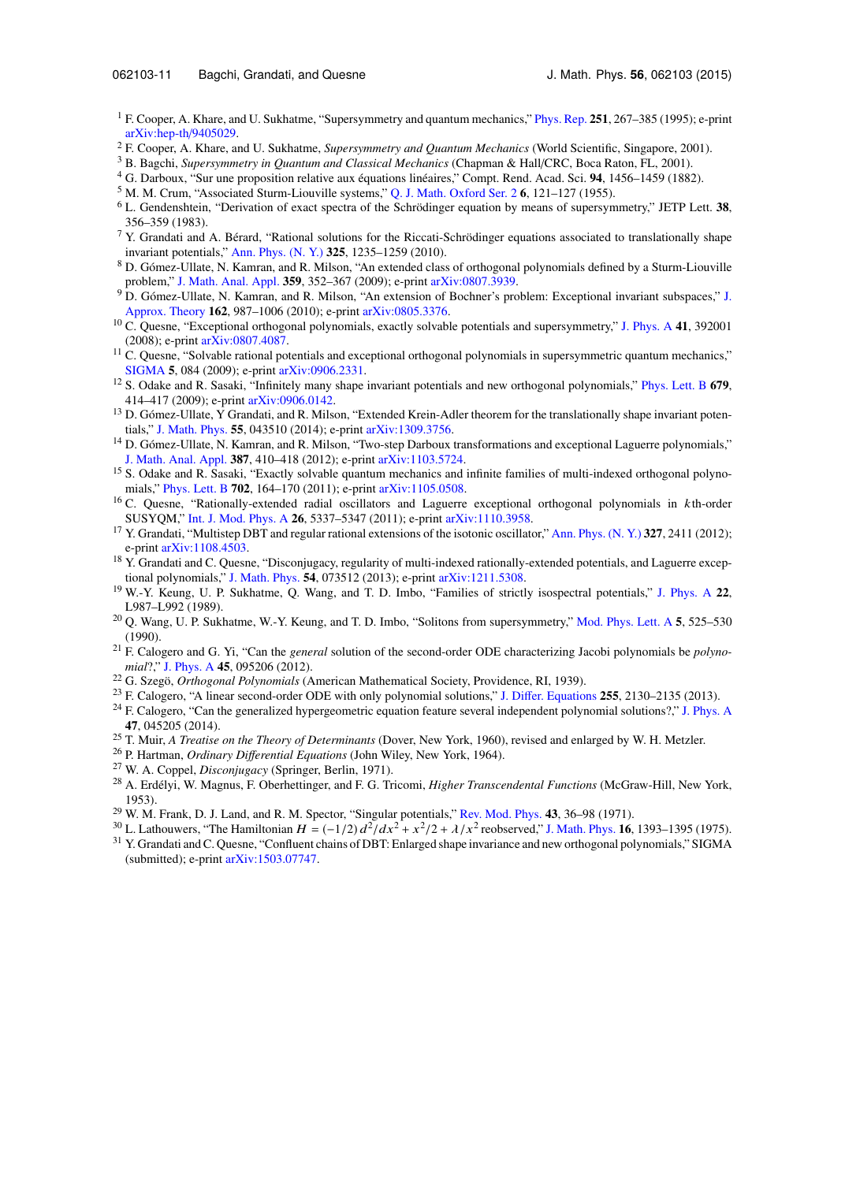[1] F. Cooper, A. Khare, and U. Sukhatme, "Supersymmetry and quantum mechanics," Phys. Rep. **251**, 267–385 (1995); e-print arXiv:hep-th/9405029.

[2] F. Cooper, A. Khare, and U. Sukhatme, *Supersymmetry and Quantum Mechanics* (World Scientific, Singapore, 2001).

[3] B. Bagchi, *Supersymmetry in Quantum and Classical Mechanics* (Chapman & Hall/CRC, Boca Raton, FL, 2001).

[4] G. Darboux, "Sur une proposition relative aux équations linéaires," Compt. Rend. Acad. Sci. **94**, 1456–1459 (1882).

[5] M. M. Crum, "Associated Sturm-Liouville systems," Q. J. Math. Oxford Ser. 2 **6**, 121–127 (1955).

[6] L. Gendenshtein, "Derivation of exact spectra of the Schrödinger equation by means of supersymmetry," JETP Lett. **38**, 356–359 (1983).

[7] Y. Grandati and A. Bérard, "Rational solutions for the Riccati-Schrödinger equations associated to translationally shape invariant potentials," Ann. Phys. (N. Y.) **325**, 1235–1259 (2010).

[8] D. Gómez-Ullate, N. Kamran, and R. Milson, "An extended class of orthogonal polynomials defined by a Sturm-Liouville problem," J. Math. Anal. Appl. **359**, 352–367 (2009); e-print arXiv:0807.3939.

[9] D. Gómez-Ullate, N. Kamran, and R. Milson, "An extension of Bochner's problem: Exceptional invariant subspaces," J. Approx. Theory **162**, 987–1006 (2010); e-print arXiv:0805.3376.

[10] C. Quesne, "Exceptional orthogonal polynomials, exactly solvable potentials and supersymmetry," J. Phys. A **41**, 392001 (2008); e-print arXiv:0807.4087.

[11] C. Quesne, "Solvable rational potentials and exceptional orthogonal polynomials in supersymmetric quantum mechanics," SIGMA **5**, 084 (2009); e-print arXiv:0906.2331.

[12] S. Odake and R. Sasaki, "Infinitely many shape invariant potentials and new orthogonal polynomials," Phys. Lett. B **679**, 414–417 (2009); e-print arXiv:0906.0142.

[13] D. Gómez-Ullate, Y Grandati, and R. Milson, "Extended Krein-Adler theorem for the translationally shape invariant potentials," J. Math. Phys. **55**, 043510 (2014); e-print arXiv:1309.3756.

[14] D. Gómez-Ullate, N. Kamran, and R. Milson, "Two-step Darboux transformations and exceptional Laguerre polynomials," J. Math. Anal. Appl. **387**, 410–418 (2012); e-print arXiv:1103.5724.

[15] S. Odake and R. Sasaki, "Exactly solvable quantum mechanics and infinite families of multi-indexed orthogonal polynomials," Phys. Lett. B **702**, 164–170 (2011); e-print arXiv:1105.0508.

[16] C. Quesne, "Rationally-extended radial oscillators and Laguerre exceptional orthogonal polynomials in $k$th-order SUSYQM," Int. J. Mod. Phys. A **26**, 5337–5347 (2011); e-print arXiv:1110.3958.

[17] Y. Grandati, "Multistep DBT and regular rational extensions of the isotonic oscillator," Ann. Phys. (N. Y.) **327**, 2411 (2012); e-print arXiv:1108.4503.

[18] Y. Grandati and C. Quesne, "Disconjugacy, regularity of multi-indexed rationally-extended potentials, and Laguerre exceptional polynomials," J. Math. Phys. **54**, 073512 (2013); e-print arXiv:1211.5308.

[19] W.-Y. Keung, U. P. Sukhatme, Q. Wang, and T. D. Imbo, "Families of strictly isospectral potentials," J. Phys. A **22**, L987–L992 (1989).

[20] Q. Wang, U. P. Sukhatme, W.-Y. Keung, and T. D. Imbo, "Solitons from supersymmetry," Mod. Phys. Lett. A **5**, 525–530 (1990).

[21] F. Calogero and G. Yi, "Can the *general* solution of the second-order ODE characterizing Jacobi polynomials be *polynomial*?," J. Phys. A **45**, 095206 (2012).

[22] G. Szegö, *Orthogonal Polynomials* (American Mathematical Society, Providence, RI, 1939).

[23] F. Calogero, "A linear second-order ODE with only polynomial solutions," J. Differ. Equations **255**, 2130–2135 (2013).

[24] F. Calogero, "Can the generalized hypergeometric equation feature several independent polynomial solutions?," J. Phys. A **47**, 045205 (2014).

[25] T. Muir, *A Treatise on the Theory of Determinants* (Dover, New York, 1960), revised and enlarged by W. H. Metzler.

[26] P. Hartman, *Ordinary Differential Equations* (John Wiley, New York, 1964).

[27] W. A. Coppel, *Disconjugacy* (Springer, Berlin, 1971).

[28] A. Erdélyi, W. Magnus, F. Oberhettinger, and F. G. Tricomi, *Higher Transcendental Functions* (McGraw-Hill, New York, 1953).

[29] W. M. Frank, D. J. Land, and R. M. Spector, "Singular potentials," Rev. Mod. Phys. **43**, 36–98 (1971).

[30] L. Lathouwers, "The Hamiltonian $H = (-1/2)\, d^2/dx^2 + x^2/2 + \lambda/x^2$ reobserved," J. Math. Phys. **16**, 1393–1395 (1975).

[31] Y. Grandati and C. Quesne, "Confluent chains of DBT: Enlarged shape invariance and new orthogonal polynomials," SIGMA (submitted); e-print arXiv:1503.07747.